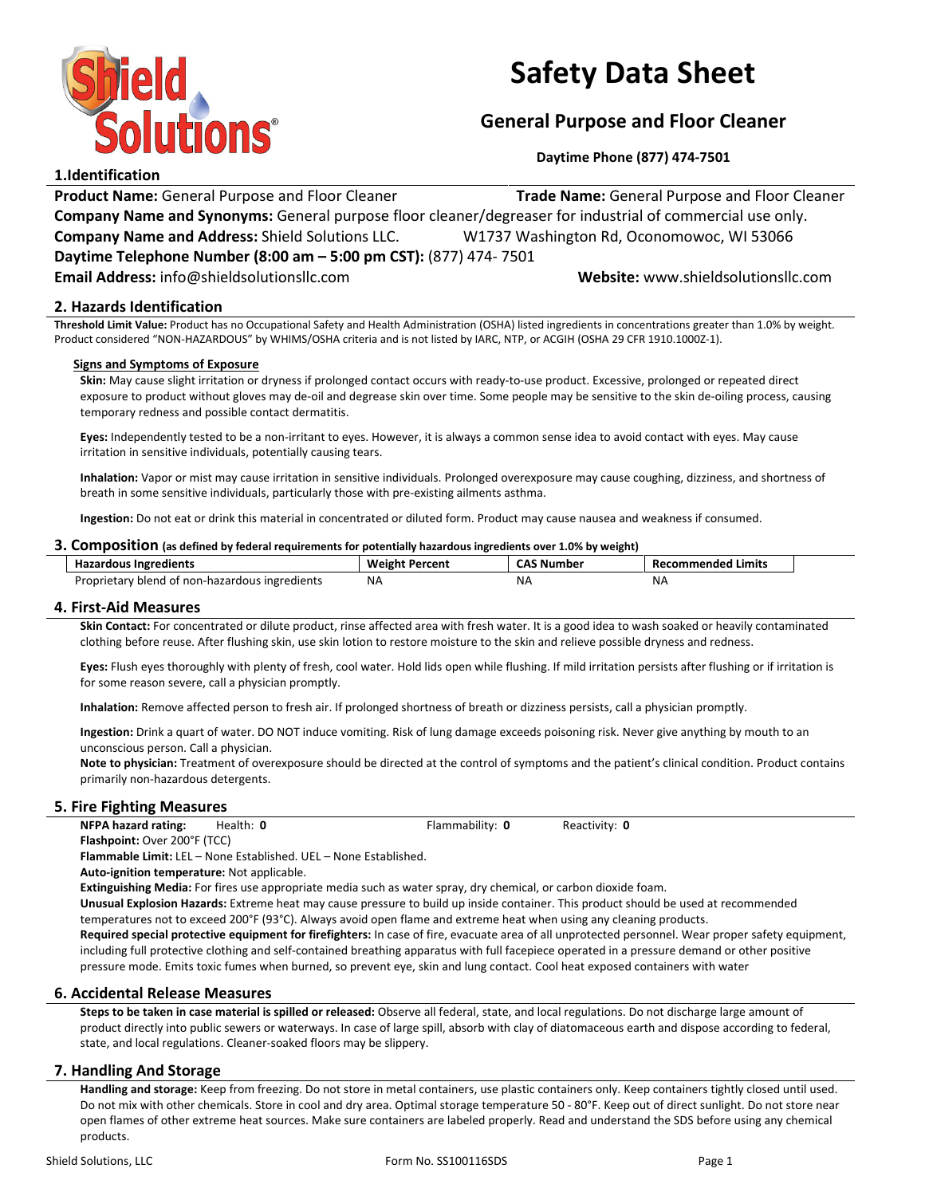# Safety Data Sheet

## General Purpose and Floor Cleaner

**Daytime Phone (877) 474-7501**

### 1.Identification

**Product Name:** General Purpose and Floor Cleaner **Trade Name:** General Purpose and Floor Cleaner

**Company Name and Synonyms:** General purpose floor cleaner/degreaser for industrial of commercial use only.

**Company Name and Address:** Shield Solutions LLC. W1737 Washington Rd, Oconomowoc, WI 53066

**Daytime Telephone Number (8:00 am – 5:00 pm CST):** (877) 474- 7501

**Email Address:** info@shieldsolutionsllc.com **Website:** www.shieldsolutionsllc.com

### 2. Hazards Identification

**Threshold Limit Value:** Product has no Occupational Safety and Health Administration (OSHA) listed ingredients in concentrations greater than 1.0% by weight. Product considered "NON-HAZARDOUS" by WHIMS/OSHA criteria and is not listed by IARC, NTP, or ACGIH (OSHA 29 CFR 1910.1000Z-1).

**Signs and Symptoms of Exposure**

**Skin:** May cause slight irritation or dryness if prolonged contact occurs with ready-to-use product. Excessive, prolonged or repeated direct exposure to product without gloves may de-oil and degrease skin over time. Some people may be sensitive to the skin de-oiling process, causing temporary redness and possible contact dermatitis.

**Eyes:** Independently tested to be a non-irritant to eyes. However, it is always a common sense idea to avoid contact with eyes. May cause irritation in sensitive individuals, potentially causing tears.

**Inhalation:** Vapor or mist may cause irritation in sensitive individuals. Prolonged overexposure may cause coughing, dizziness, and shortness of breath in some sensitive individuals, particularly those with pre-existing ailments asthma.

**Ingestion:** Do not eat or drink this material in concentrated or diluted form. Product may cause nausea and weakness if consumed.

### 3. Composition (as defined by federal requirements for potentially hazardous ingredients over 1.0% by weight)

| Hazardous Ingredients | Weight Percent | CAS Number | Recommended Limits |
|---|---|---|---|
| Proprietary blend of non-hazardous ingredients | NA | NA | NA |

### 4. First-Aid Measures

**Skin Contact:** For concentrated or dilute product, rinse affected area with fresh water. It is a good idea to wash soaked or heavily contaminated clothing before reuse. After flushing skin, use skin lotion to restore moisture to the skin and relieve possible dryness and redness.

**Eyes:** Flush eyes thoroughly with plenty of fresh, cool water. Hold lids open while flushing. If mild irritation persists after flushing or if irritation is for some reason severe, call a physician promptly.

**Inhalation:** Remove affected person to fresh air. If prolonged shortness of breath or dizziness persists, call a physician promptly.

**Ingestion:** Drink a quart of water. DO NOT induce vomiting. Risk of lung damage exceeds poisoning risk. Never give anything by mouth to an unconscious person. Call a physician.

**Note to physician:** Treatment of overexposure should be directed at the control of symptoms and the patient's clinical condition. Product contains primarily non-hazardous detergents.

### 5. Fire Fighting Measures

**NFPA hazard rating:** Health: **0** Flammability: **0** Reactivity: **0**

**Flashpoint:** Over 200°F (TCC)

**Flammable Limit:** LEL – None Established. UEL – None Established.

**Auto-ignition temperature:** Not applicable.

**Extinguishing Media:** For fires use appropriate media such as water spray, dry chemical, or carbon dioxide foam.

**Unusual Explosion Hazards:** Extreme heat may cause pressure to build up inside container. This product should be used at recommended temperatures not to exceed 200°F (93°C). Always avoid open flame and extreme heat when using any cleaning products.

**Required special protective equipment for firefighters:** In case of fire, evacuate area of all unprotected personnel. Wear proper safety equipment, including full protective clothing and self-contained breathing apparatus with full facepiece operated in a pressure demand or other positive pressure mode. Emits toxic fumes when burned, so prevent eye, skin and lung contact. Cool heat exposed containers with water

### 6. Accidental Release Measures

**Steps to be taken in case material is spilled or released:** Observe all federal, state, and local regulations. Do not discharge large amount of product directly into public sewers or waterways. In case of large spill, absorb with clay of diatomaceous earth and dispose according to federal, state, and local regulations. Cleaner-soaked floors may be slippery.

### 7. Handling And Storage

**Handling and storage:** Keep from freezing. Do not store in metal containers, use plastic containers only. Keep containers tightly closed until used. Do not mix with other chemicals. Store in cool and dry area. Optimal storage temperature 50 - 80°F. Keep out of direct sunlight. Do not store near open flames of other extreme heat sources. Make sure containers are labeled properly. Read and understand the SDS before using any chemical products.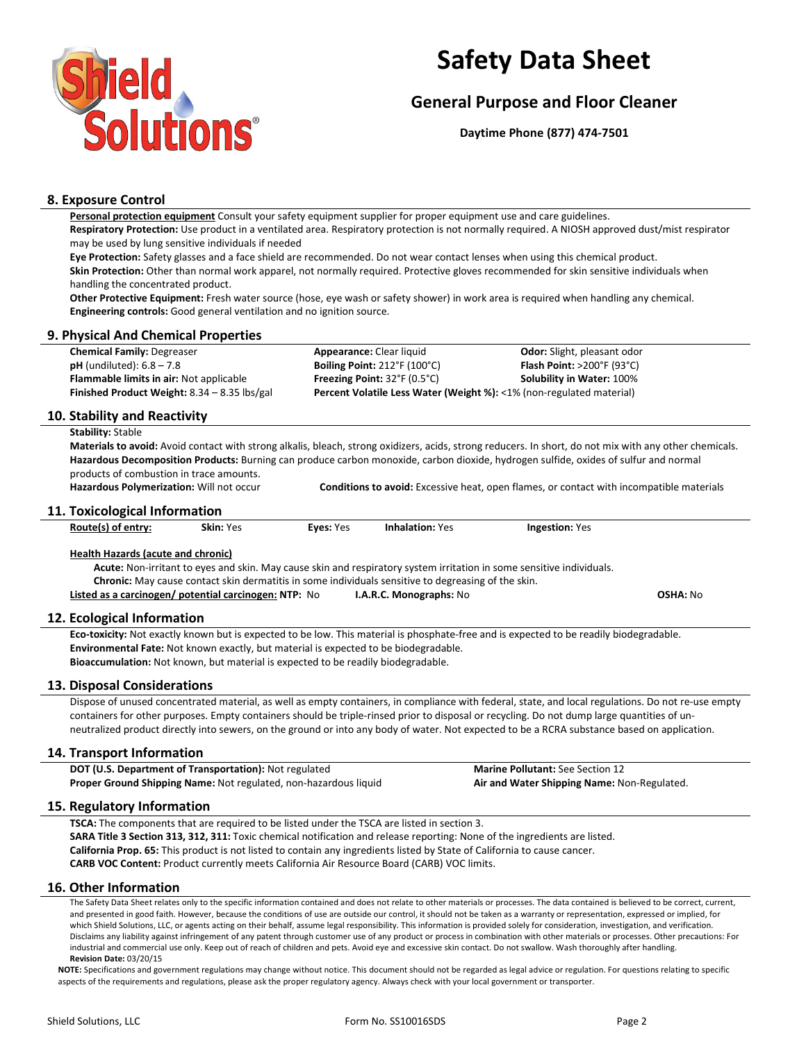# Safety Data Sheet

## General Purpose and Floor Cleaner

**Daytime Phone (877) 474-7501**

## 8. Exposure Control

**Personal protection equipment** Consult your safety equipment supplier for proper equipment use and care guidelines.

**Respiratory Protection:** Use product in a ventilated area. Respiratory protection is not normally required. A NIOSH approved dust/mist respirator may be used by lung sensitive individuals if needed

**Eye Protection:** Safety glasses and a face shield are recommended. Do not wear contact lenses when using this chemical product.

**Skin Protection:** Other than normal work apparel, not normally required. Protective gloves recommended for skin sensitive individuals when handling the concentrated product.

**Other Protective Equipment:** Fresh water source (hose, eye wash or safety shower) in work area is required when handling any chemical.

**Engineering controls:** Good general ventilation and no ignition source.

## 9. Physical And Chemical Properties

| | | |
|---|---|---|
| **Chemical Family:** Degreaser | **Appearance:** Clear liquid | **Odor:** Slight, pleasant odor |
| **pH** (undiluted): 6.8 – 7.8 | **Boiling Point:** 212°F (100°C) | **Flash Point:** >200°F (93°C) |
| **Flammable limits in air:** Not applicable | **Freezing Point:** 32°F (0.5°C) | **Solubility in Water:** 100% |
| **Finished Product Weight:** 8.34 – 8.35 lbs/gal | **Percent Volatile Less Water (Weight %):** <1% (non-regulated material) | |

## 10. Stability and Reactivity

**Stability:** Stable

**Materials to avoid:** Avoid contact with strong alkalis, bleach, strong oxidizers, acids, strong reducers. In short, do not mix with any other chemicals.

**Hazardous Decomposition Products:** Burning can produce carbon monoxide, carbon dioxide, hydrogen sulfide, oxides of sulfur and normal products of combustion in trace amounts.

**Hazardous Polymerization:** Will not occur

**Conditions to avoid:** Excessive heat, open flames, or contact with incompatible materials

## 11. Toxicological Information

**Route(s) of entry:** **Skin:** Yes **Eyes:** Yes **Inhalation:** Yes **Ingestion:** Yes

**Health Hazards (acute and chronic)**

**Acute:** Non-irritant to eyes and skin. May cause skin and respiratory system irritation in some sensitive individuals.

**Chronic:** May cause contact skin dermatitis in some individuals sensitive to degreasing of the skin.

**Listed as a carcinogen/ potential carcinogen: NTP:** No **I.A.R.C. Monographs:** No **OSHA:** No

## 12. Ecological Information

**Eco-toxicity:** Not exactly known but is expected to be low. This material is phosphate-free and is expected to be readily biodegradable.

**Environmental Fate:** Not known exactly, but material is expected to be biodegradable.

**Bioaccumulation:** Not known, but material is expected to be readily biodegradable.

## 13. Disposal Considerations

Dispose of unused concentrated material, as well as empty containers, in compliance with federal, state, and local regulations. Do not re-use empty containers for other purposes. Empty containers should be triple-rinsed prior to disposal or recycling. Do not dump large quantities of un-neutralized product directly into sewers, on the ground or into any body of water. Not expected to be a RCRA substance based on application.

## 14. Transport Information

**DOT (U.S. Department of Transportation):** Not regulated

**Proper Ground Shipping Name:** Not regulated, non-hazardous liquid

**Marine Pollutant:** See Section 12

**Air and Water Shipping Name:** Non-Regulated.

## 15. Regulatory Information

**TSCA:** The components that are required to be listed under the TSCA are listed in section 3.

**SARA Title 3 Section 313, 312, 311:** Toxic chemical notification and release reporting: None of the ingredients are listed.

**California Prop. 65:** This product is not listed to contain any ingredients listed by State of California to cause cancer.

**CARB VOC Content:** Product currently meets California Air Resource Board (CARB) VOC limits.

## 16. Other Information

The Safety Data Sheet relates only to the specific information contained and does not relate to other materials or processes. The data contained is believed to be correct, current, and presented in good faith. However, because the conditions of use are outside our control, it should not be taken as a warranty or representation, expressed or implied, for which Shield Solutions, LLC, or agents acting on their behalf, assume legal responsibility. This information is provided solely for consideration, investigation, and verification. Disclaims any liability against infringement of any patent through customer use of any product or process in combination with other materials or processes. Other precautions: For industrial and commercial use only. Keep out of reach of children and pets. Avoid eye and excessive skin contact. Do not swallow. Wash thoroughly after handling.

**Revision Date:** 03/20/15

**NOTE:** Specifications and government regulations may change without notice. This document should not be regarded as legal advice or regulation. For questions relating to specific aspects of the requirements and regulations, please ask the proper regulatory agency. Always check with your local government or transporter.

Shield Solutions, LLC Form No. SS10016SDS